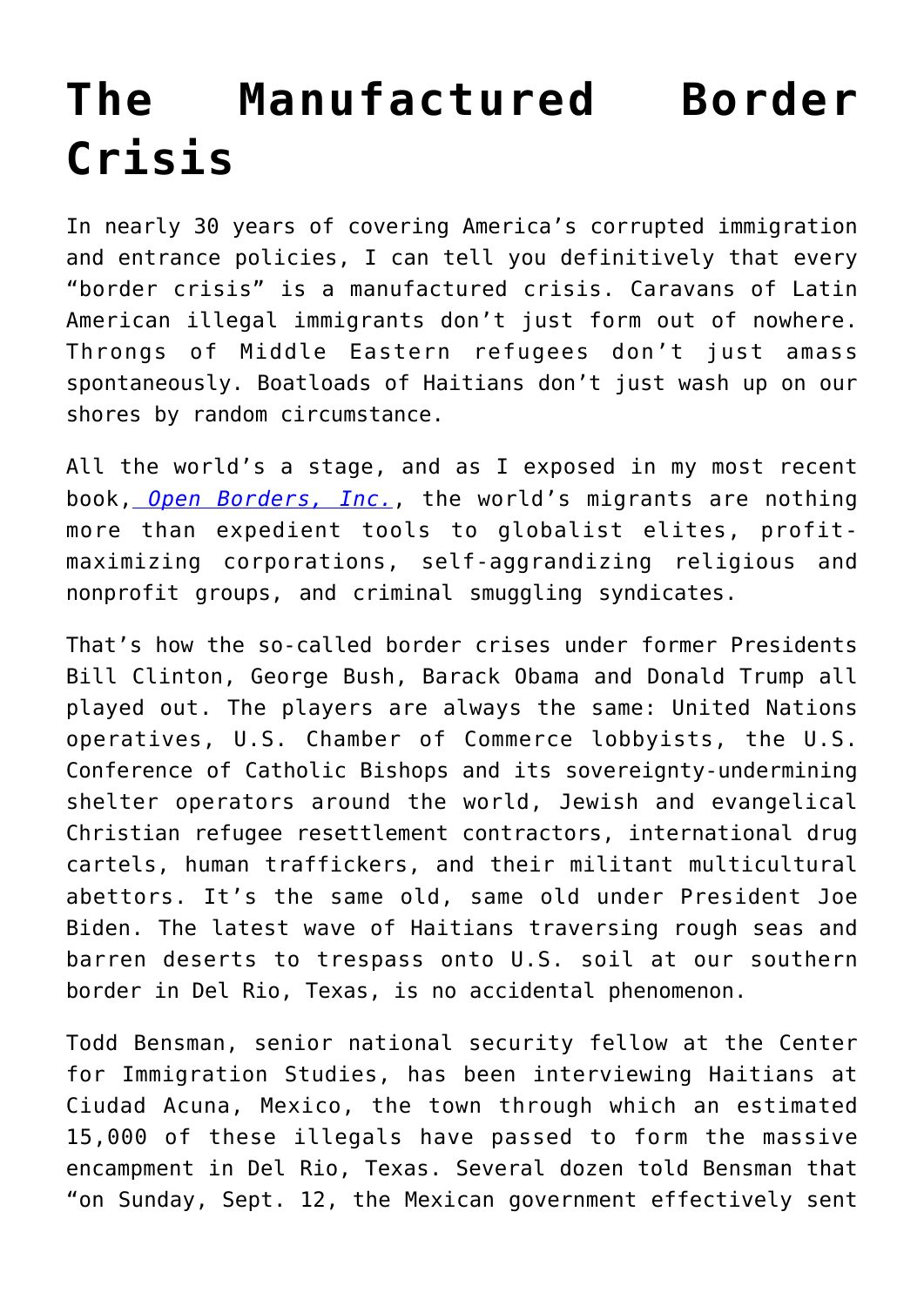# The Manufactured Border Crisis

In nearly 30 years of covering America's corrupted immigration and entrance policies, I can tell you definitively that every "border crisis" is a manufactured crisis. Caravans of Latin American illegal immigrants don't just form out of nowhere. Throngs of Middle Eastern refugees don't just amass spontaneously. Boatloads of Haitians don't just wash up on our shores by random circumstance.

All the world's a stage, and as I exposed in my most recent book, [*Open Borders, Inc.*](), the world's migrants are nothing more than expedient tools to globalist elites, profit-maximizing corporations, self-aggrandizing religious and nonprofit groups, and criminal smuggling syndicates.

That's how the so-called border crises under former Presidents Bill Clinton, George Bush, Barack Obama and Donald Trump all played out. The players are always the same: United Nations operatives, U.S. Chamber of Commerce lobbyists, the U.S. Conference of Catholic Bishops and its sovereignty-undermining shelter operators around the world, Jewish and evangelical Christian refugee resettlement contractors, international drug cartels, human traffickers, and their militant multicultural abettors. It's the same old, same old under President Joe Biden. The latest wave of Haitians traversing rough seas and barren deserts to trespass onto U.S. soil at our southern border in Del Rio, Texas, is no accidental phenomenon.

Todd Bensman, senior national security fellow at the Center for Immigration Studies, has been interviewing Haitians at Ciudad Acuna, Mexico, the town through which an estimated 15,000 of these illegals have passed to form the massive encampment in Del Rio, Texas. Several dozen told Bensman that "on Sunday, Sept. 12, the Mexican government effectively sent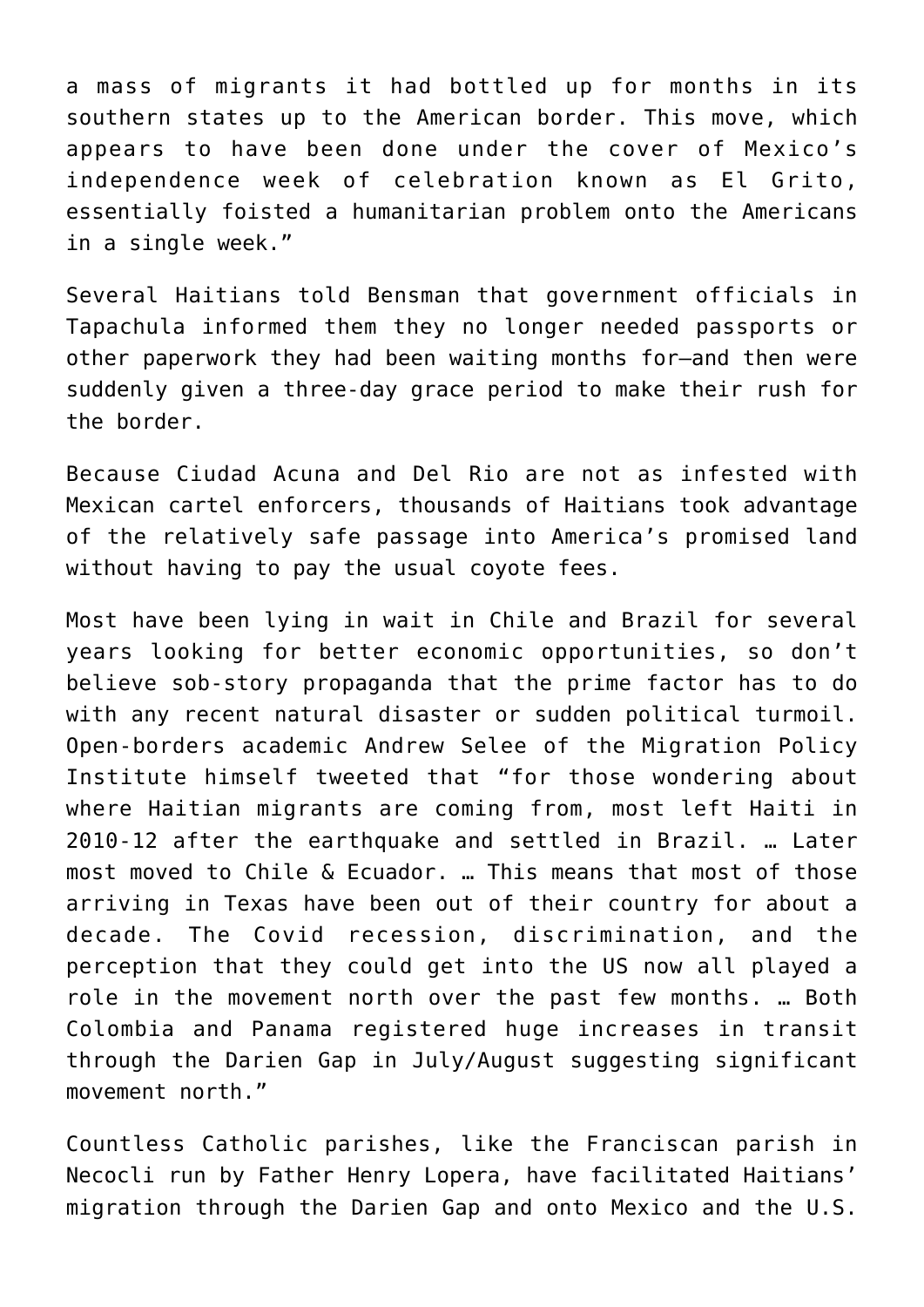a mass of migrants it had bottled up for months in its southern states up to the American border. This move, which appears to have been done under the cover of Mexico's independence week of celebration known as El Grito, essentially foisted a humanitarian problem onto the Americans in a single week."

Several Haitians told Bensman that government officials in Tapachula informed them they no longer needed passports or other paperwork they had been waiting months for—and then were suddenly given a three-day grace period to make their rush for the border.

Because Ciudad Acuna and Del Rio are not as infested with Mexican cartel enforcers, thousands of Haitians took advantage of the relatively safe passage into America's promised land without having to pay the usual coyote fees.

Most have been lying in wait in Chile and Brazil for several years looking for better economic opportunities, so don't believe sob-story propaganda that the prime factor has to do with any recent natural disaster or sudden political turmoil. Open-borders academic Andrew Selee of the Migration Policy Institute himself tweeted that "for those wondering about where Haitian migrants are coming from, most left Haiti in 2010-12 after the earthquake and settled in Brazil. … Later most moved to Chile & Ecuador. … This means that most of those arriving in Texas have been out of their country for about a decade. The Covid recession, discrimination, and the perception that they could get into the US now all played a role in the movement north over the past few months. … Both Colombia and Panama registered huge increases in transit through the Darien Gap in July/August suggesting significant movement north."

Countless Catholic parishes, like the Franciscan parish in Necocli run by Father Henry Lopera, have facilitated Haitians' migration through the Darien Gap and onto Mexico and the U.S.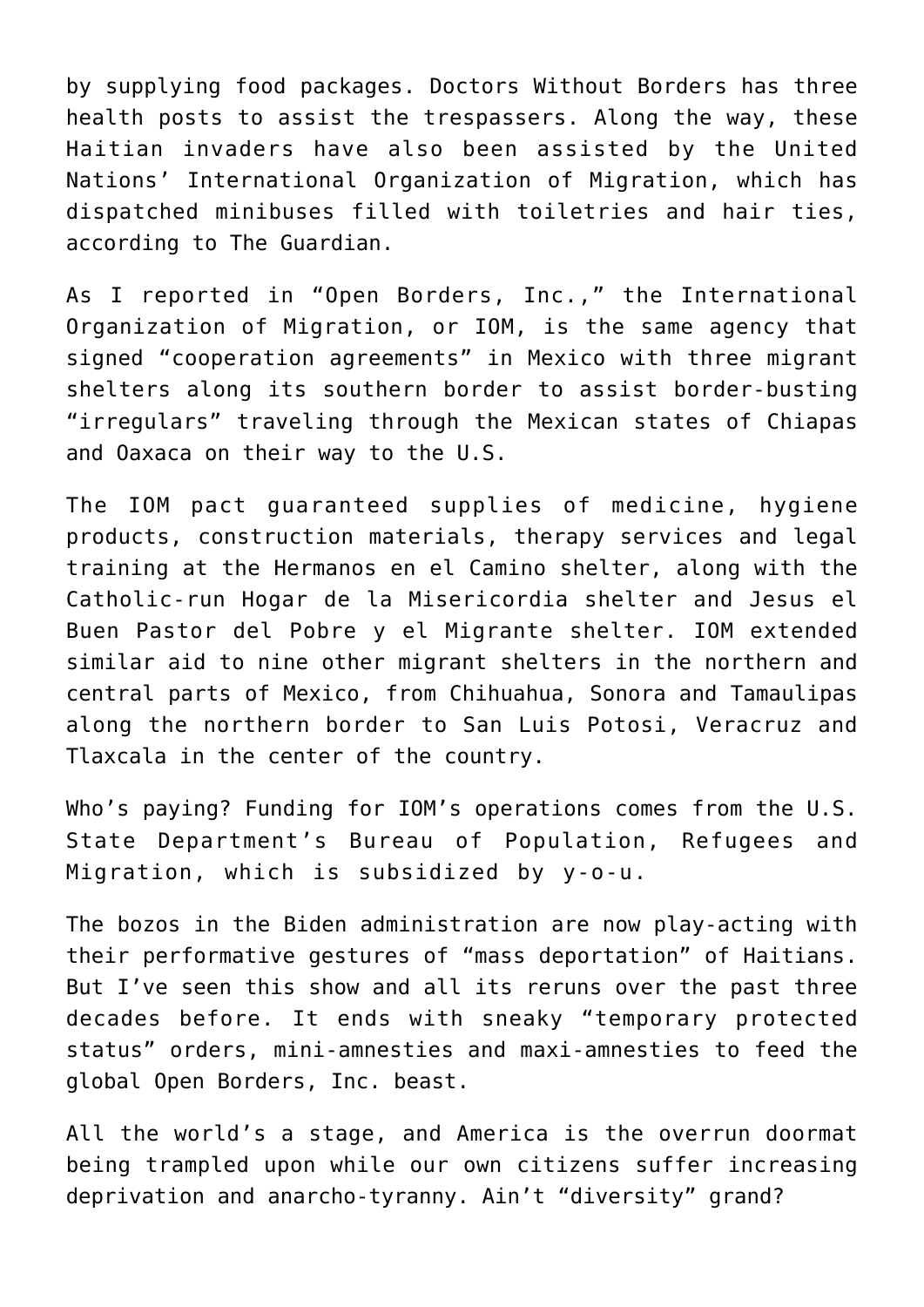by supplying food packages. Doctors Without Borders has three health posts to assist the trespassers. Along the way, these Haitian invaders have also been assisted by the United Nations' International Organization of Migration, which has dispatched minibuses filled with toiletries and hair ties, according to The Guardian.

As I reported in "Open Borders, Inc.," the International Organization of Migration, or IOM, is the same agency that signed "cooperation agreements" in Mexico with three migrant shelters along its southern border to assist border-busting "irregulars" traveling through the Mexican states of Chiapas and Oaxaca on their way to the U.S.

The IOM pact guaranteed supplies of medicine, hygiene products, construction materials, therapy services and legal training at the Hermanos en el Camino shelter, along with the Catholic-run Hogar de la Misericordia shelter and Jesus el Buen Pastor del Pobre y el Migrante shelter. IOM extended similar aid to nine other migrant shelters in the northern and central parts of Mexico, from Chihuahua, Sonora and Tamaulipas along the northern border to San Luis Potosi, Veracruz and Tlaxcala in the center of the country.

Who's paying? Funding for IOM's operations comes from the U.S. State Department's Bureau of Population, Refugees and Migration, which is subsidized by y-o-u.

The bozos in the Biden administration are now play-acting with their performative gestures of "mass deportation" of Haitians. But I've seen this show and all its reruns over the past three decades before. It ends with sneaky "temporary protected status" orders, mini-amnesties and maxi-amnesties to feed the global Open Borders, Inc. beast.

All the world's a stage, and America is the overrun doormat being trampled upon while our own citizens suffer increasing deprivation and anarcho-tyranny. Ain't "diversity" grand?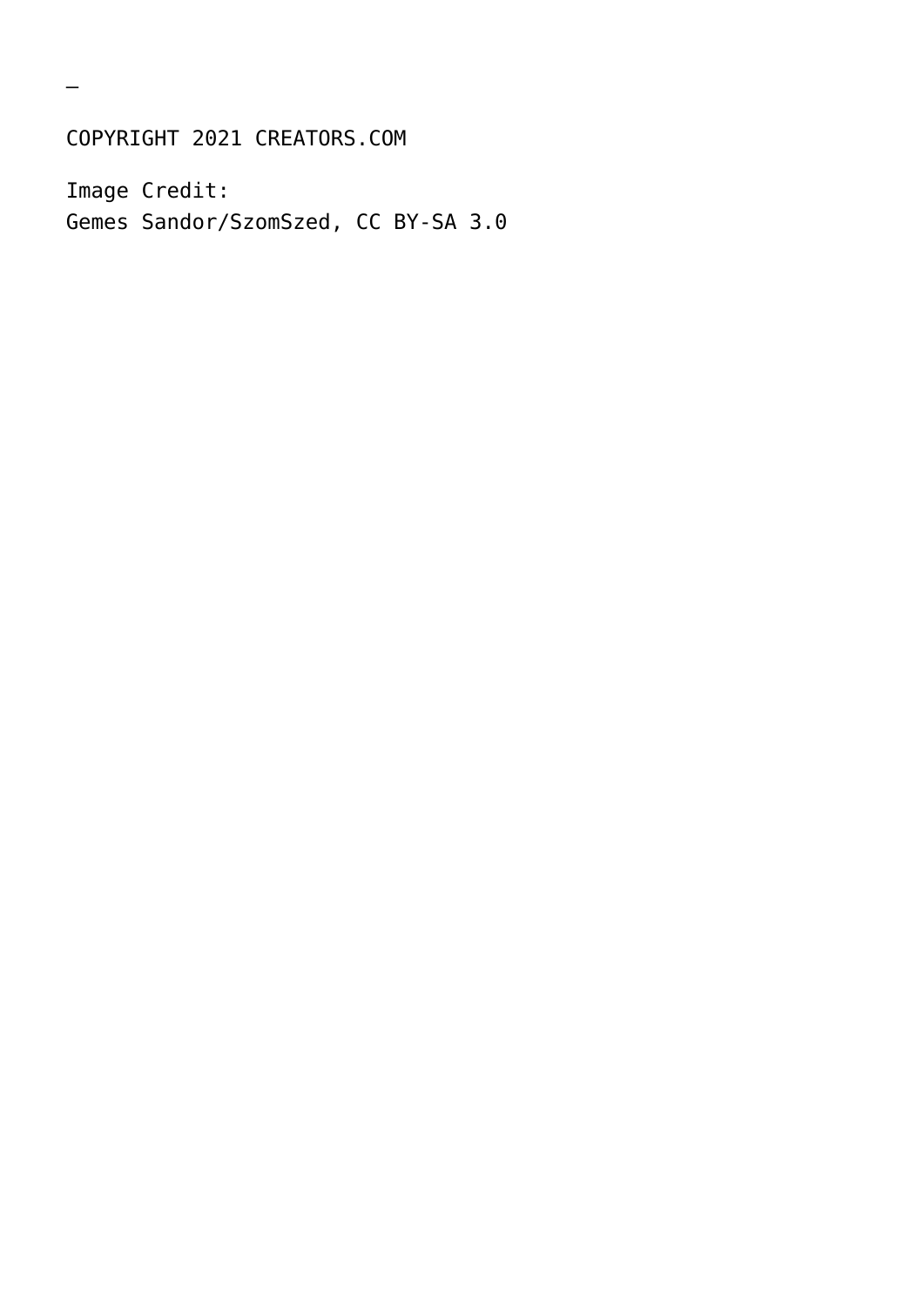—

COPYRIGHT 2021 CREATORS.COM

Image Credit:
Gemes Sandor/SzomSzed, CC BY-SA 3.0